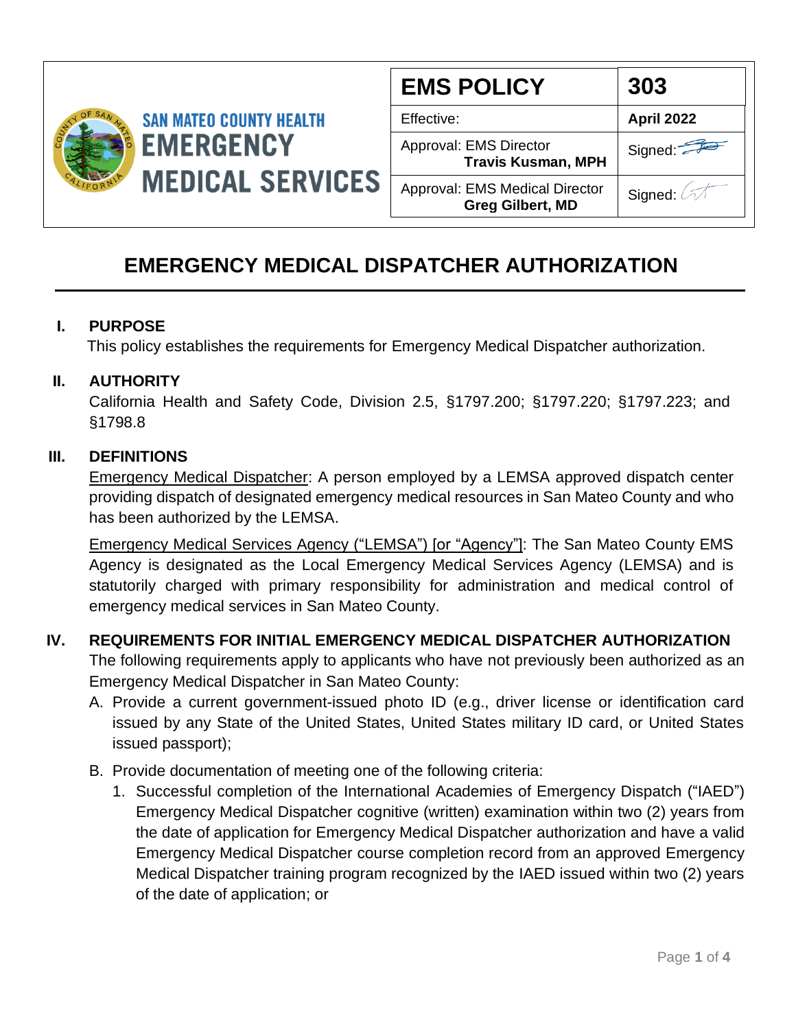SAN MATEO COUNTY HEALTH
EMERGENCY MEDICAL SERVICES

| EMS POLICY | 303 |
| --- | --- |
| Effective: | April 2022 |
| Approval: EMS Director **Travis Kusman, MPH** | Signed: |
| Approval: EMS Medical Director **Greg Gilbert, MD** | Signed: |

# EMERGENCY MEDICAL DISPATCHER AUTHORIZATION

## I. PURPOSE

This policy establishes the requirements for Emergency Medical Dispatcher authorization.

## II. AUTHORITY

California Health and Safety Code, Division 2.5, §1797.200; §1797.220; §1797.223; and §1798.8

## III. DEFINITIONS

Emergency Medical Dispatcher: A person employed by a LEMSA approved dispatch center providing dispatch of designated emergency medical resources in San Mateo County and who has been authorized by the LEMSA.

Emergency Medical Services Agency ("LEMSA") [or "Agency"]: The San Mateo County EMS Agency is designated as the Local Emergency Medical Services Agency (LEMSA) and is statutorily charged with primary responsibility for administration and medical control of emergency medical services in San Mateo County.

## IV. REQUIREMENTS FOR INITIAL EMERGENCY MEDICAL DISPATCHER AUTHORIZATION

The following requirements apply to applicants who have not previously been authorized as an Emergency Medical Dispatcher in San Mateo County:

A. Provide a current government-issued photo ID (e.g., driver license or identification card issued by any State of the United States, United States military ID card, or United States issued passport);

B. Provide documentation of meeting one of the following criteria:

1. Successful completion of the International Academies of Emergency Dispatch ("IAED") Emergency Medical Dispatcher cognitive (written) examination within two (2) years from the date of application for Emergency Medical Dispatcher authorization and have a valid Emergency Medical Dispatcher course completion record from an approved Emergency Medical Dispatcher training program recognized by the IAED issued within two (2) years of the date of application; or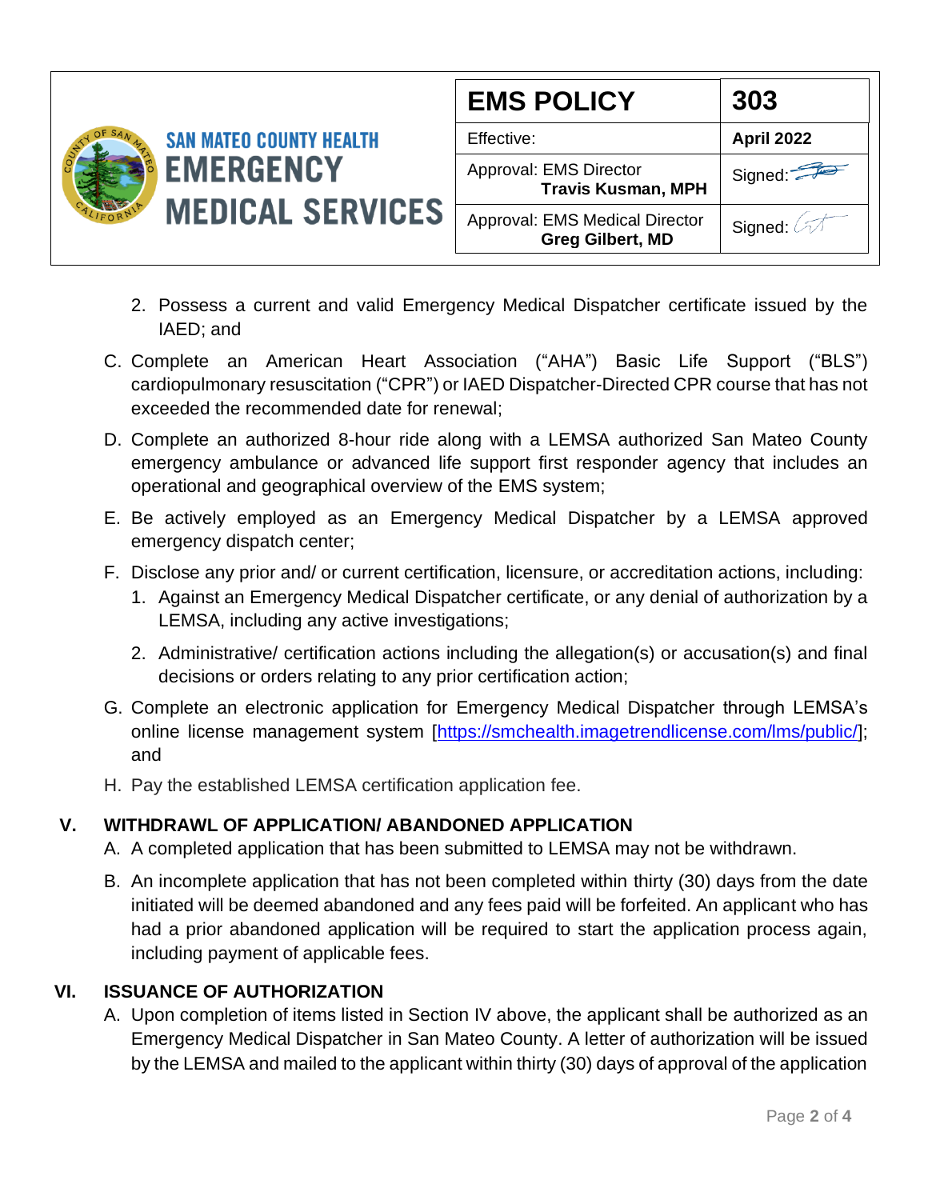2. Possess a current and valid Emergency Medical Dispatcher certificate issued by the IAED; and

C. Complete an American Heart Association ("AHA") Basic Life Support ("BLS") cardiopulmonary resuscitation ("CPR") or IAED Dispatcher-Directed CPR course that has not exceeded the recommended date for renewal;

D. Complete an authorized 8-hour ride along with a LEMSA authorized San Mateo County emergency ambulance or advanced life support first responder agency that includes an operational and geographical overview of the EMS system;

E. Be actively employed as an Emergency Medical Dispatcher by a LEMSA approved emergency dispatch center;

F. Disclose any prior and/ or current certification, licensure, or accreditation actions, including:
   1. Against an Emergency Medical Dispatcher certificate, or any denial of authorization by a LEMSA, including any active investigations;
   2. Administrative/ certification actions including the allegation(s) or accusation(s) and final decisions or orders relating to any prior certification action;

G. Complete an electronic application for Emergency Medical Dispatcher through LEMSA's online license management system [https://smchealth.imagetrendlicense.com/lms/public/]; and

H. Pay the established LEMSA certification application fee.

## V. WITHDRAWL OF APPLICATION/ ABANDONED APPLICATION

A. A completed application that has been submitted to LEMSA may not be withdrawn.

B. An incomplete application that has not been completed within thirty (30) days from the date initiated will be deemed abandoned and any fees paid will be forfeited. An applicant who has had a prior abandoned application will be required to start the application process again, including payment of applicable fees.

## VI. ISSUANCE OF AUTHORIZATION

A. Upon completion of items listed in Section IV above, the applicant shall be authorized as an Emergency Medical Dispatcher in San Mateo County. A letter of authorization will be issued by the LEMSA and mailed to the applicant within thirty (30) days of approval of the application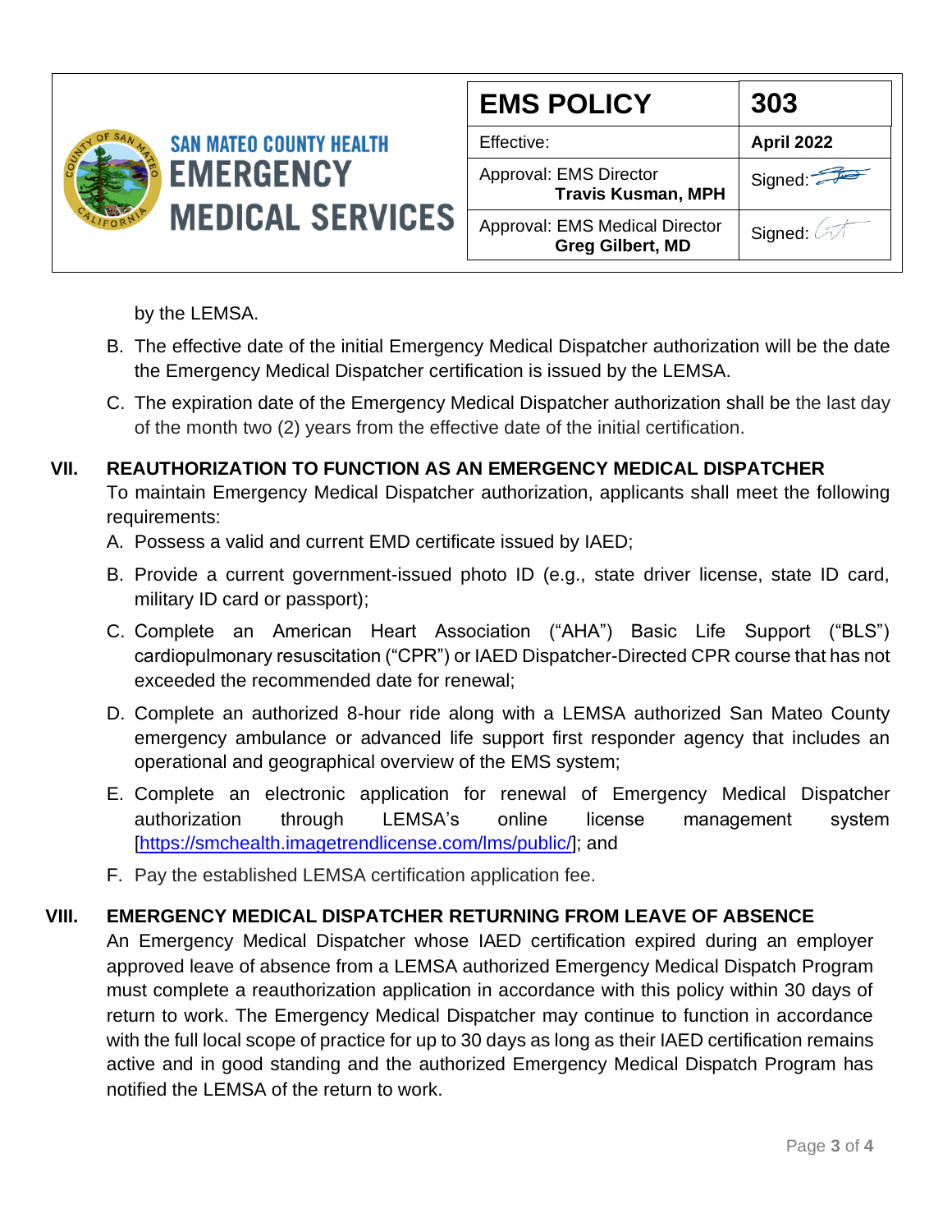by the LEMSA.

B. The effective date of the initial Emergency Medical Dispatcher authorization will be the date the Emergency Medical Dispatcher certification is issued by the LEMSA.

C. The expiration date of the Emergency Medical Dispatcher authorization shall be the last day of the month two (2) years from the effective date of the initial certification.

## VII. REAUTHORIZATION TO FUNCTION AS AN EMERGENCY MEDICAL DISPATCHER

To maintain Emergency Medical Dispatcher authorization, applicants shall meet the following requirements:

A. Possess a valid and current EMD certificate issued by IAED;

B. Provide a current government-issued photo ID (e.g., state driver license, state ID card, military ID card or passport);

C. Complete an American Heart Association ("AHA") Basic Life Support ("BLS") cardiopulmonary resuscitation ("CPR") or IAED Dispatcher-Directed CPR course that has not exceeded the recommended date for renewal;

D. Complete an authorized 8-hour ride along with a LEMSA authorized San Mateo County emergency ambulance or advanced life support first responder agency that includes an operational and geographical overview of the EMS system;

E. Complete an electronic application for renewal of Emergency Medical Dispatcher authorization through LEMSA's online license management system [https://smchealth.imagetrendlicense.com/lms/public/]; and

F. Pay the established LEMSA certification application fee.

## VIII. EMERGENCY MEDICAL DISPATCHER RETURNING FROM LEAVE OF ABSENCE

An Emergency Medical Dispatcher whose IAED certification expired during an employer approved leave of absence from a LEMSA authorized Emergency Medical Dispatch Program must complete a reauthorization application in accordance with this policy within 30 days of return to work. The Emergency Medical Dispatcher may continue to function in accordance with the full local scope of practice for up to 30 days as long as their IAED certification remains active and in good standing and the authorized Emergency Medical Dispatch Program has notified the LEMSA of the return to work.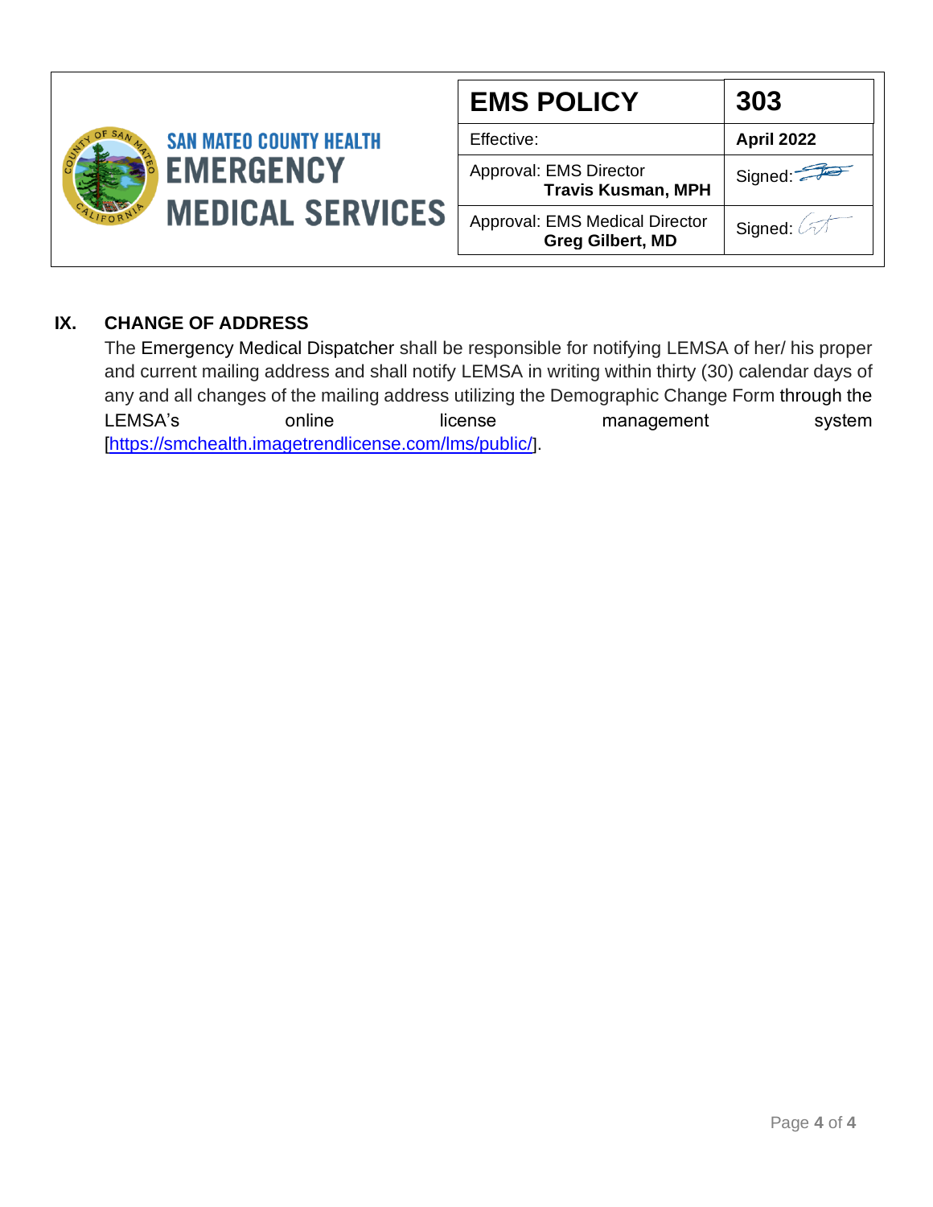## IX. CHANGE OF ADDRESS

The Emergency Medical Dispatcher shall be responsible for notifying LEMSA of her/ his proper and current mailing address and shall notify LEMSA in writing within thirty (30) calendar days of any and all changes of the mailing address utilizing the Demographic Change Form through the LEMSA's online license management system [https://smchealth.imagetrendlicense.com/lms/public/].